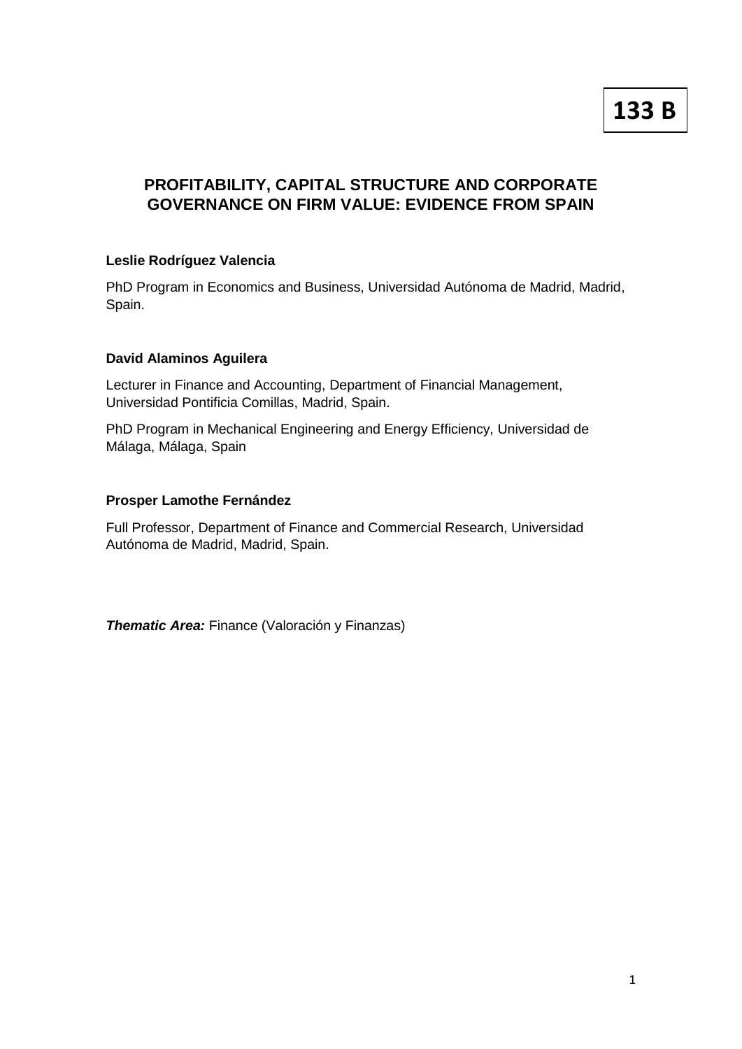**133 B**

# PROFITABILITY, CAPITAL STRUCTURE AND CORPORATE GOVERNANCE ON FIRM VALUE: EVIDENCE FROM SPAIN

**Leslie Rodríguez Valencia**

PhD Program in Economics and Business, Universidad Autónoma de Madrid, Madrid, Spain.

**David Alaminos Aguilera**

Lecturer in Finance and Accounting, Department of Financial Management, Universidad Pontificia Comillas, Madrid, Spain.

PhD Program in Mechanical Engineering and Energy Efficiency, Universidad de Málaga, Málaga, Spain

**Prosper Lamothe Fernández**

Full Professor, Department of Finance and Commercial Research, Universidad Autónoma de Madrid, Madrid, Spain.

***Thematic Area:*** Finance (Valoración y Finanzas)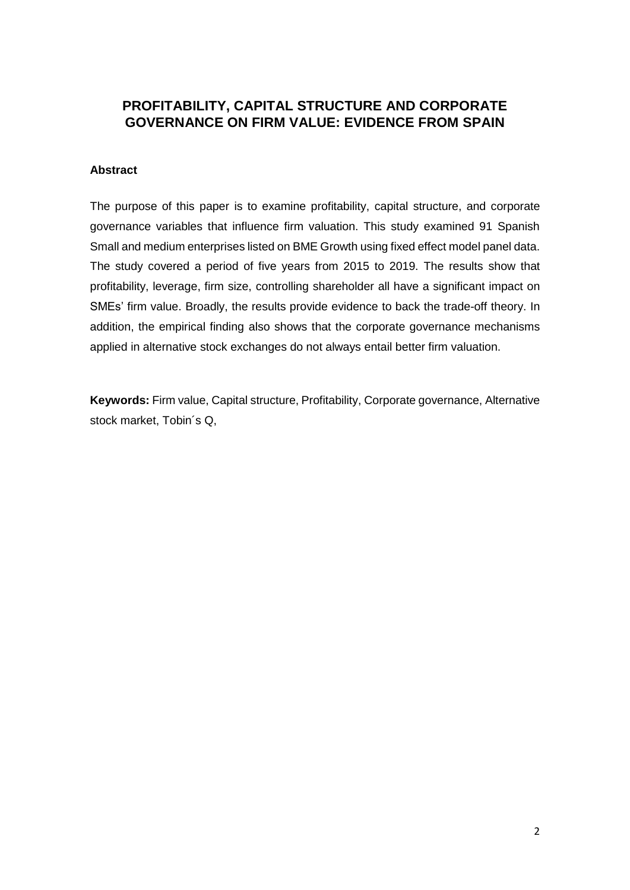# PROFITABILITY, CAPITAL STRUCTURE AND CORPORATE GOVERNANCE ON FIRM VALUE: EVIDENCE FROM SPAIN

## Abstract

The purpose of this paper is to examine profitability, capital structure, and corporate governance variables that influence firm valuation. This study examined 91 Spanish Small and medium enterprises listed on BME Growth using fixed effect model panel data. The study covered a period of five years from 2015 to 2019. The results show that profitability, leverage, firm size, controlling shareholder all have a significant impact on SMEs' firm value. Broadly, the results provide evidence to back the trade-off theory. In addition, the empirical finding also shows that the corporate governance mechanisms applied in alternative stock exchanges do not always entail better firm valuation.

**Keywords:** Firm value, Capital structure, Profitability, Corporate governance, Alternative stock market, Tobin´s Q,